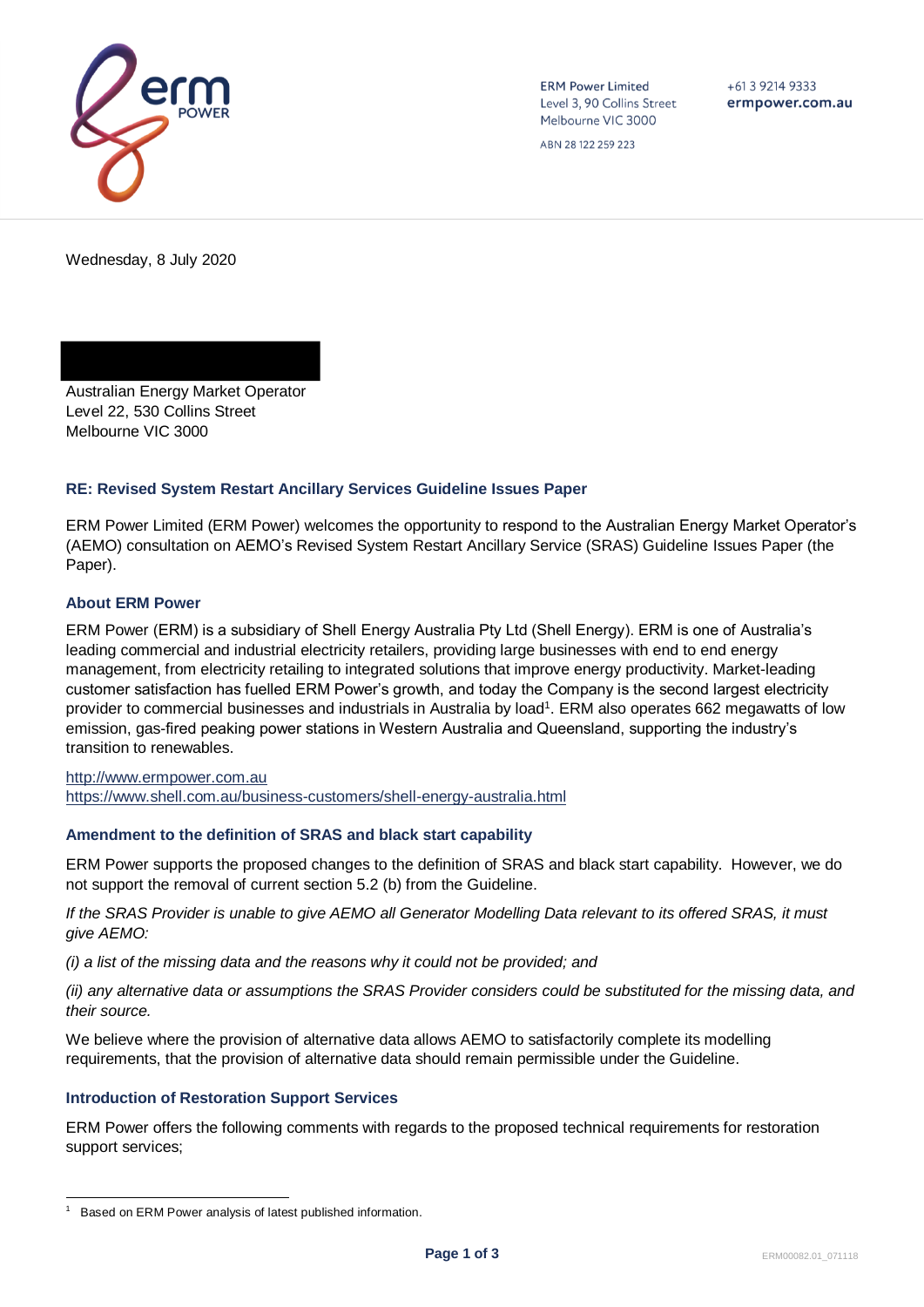ERM Power Limited
Level 3, 90 Collins Street
Melbourne VIC 3000

ABN 28 122 259 223

+61 3 9214 9333
ermpower.com.au

Wednesday, 8 July 2020

Australian Energy Market Operator
Level 22, 530 Collins Street
Melbourne VIC 3000

### RE: Revised System Restart Ancillary Services Guideline Issues Paper

ERM Power Limited (ERM Power) welcomes the opportunity to respond to the Australian Energy Market Operator's (AEMO) consultation on AEMO's Revised System Restart Ancillary Service (SRAS) Guideline Issues Paper (the Paper).

### About ERM Power

ERM Power (ERM) is a subsidiary of Shell Energy Australia Pty Ltd (Shell Energy). ERM is one of Australia's leading commercial and industrial electricity retailers, providing large businesses with end to end energy management, from electricity retailing to integrated solutions that improve energy productivity. Market-leading customer satisfaction has fuelled ERM Power's growth, and today the Company is the second largest electricity provider to commercial businesses and industrials in Australia by load[1]. ERM also operates 662 megawatts of low emission, gas-fired peaking power stations in Western Australia and Queensland, supporting the industry's transition to renewables.

http://www.ermpower.com.au
https://www.shell.com.au/business-customers/shell-energy-australia.html

### Amendment to the definition of SRAS and black start capability

ERM Power supports the proposed changes to the definition of SRAS and black start capability. However, we do not support the removal of current section 5.2 (b) from the Guideline.

*If the SRAS Provider is unable to give AEMO all Generator Modelling Data relevant to its offered SRAS, it must give AEMO:*

*(i) a list of the missing data and the reasons why it could not be provided; and*

*(ii) any alternative data or assumptions the SRAS Provider considers could be substituted for the missing data, and their source.*

We believe where the provision of alternative data allows AEMO to satisfactorily complete its modelling requirements, that the provision of alternative data should remain permissible under the Guideline.

### Introduction of Restoration Support Services

ERM Power offers the following comments with regards to the proposed technical requirements for restoration support services;

[1] Based on ERM Power analysis of latest published information.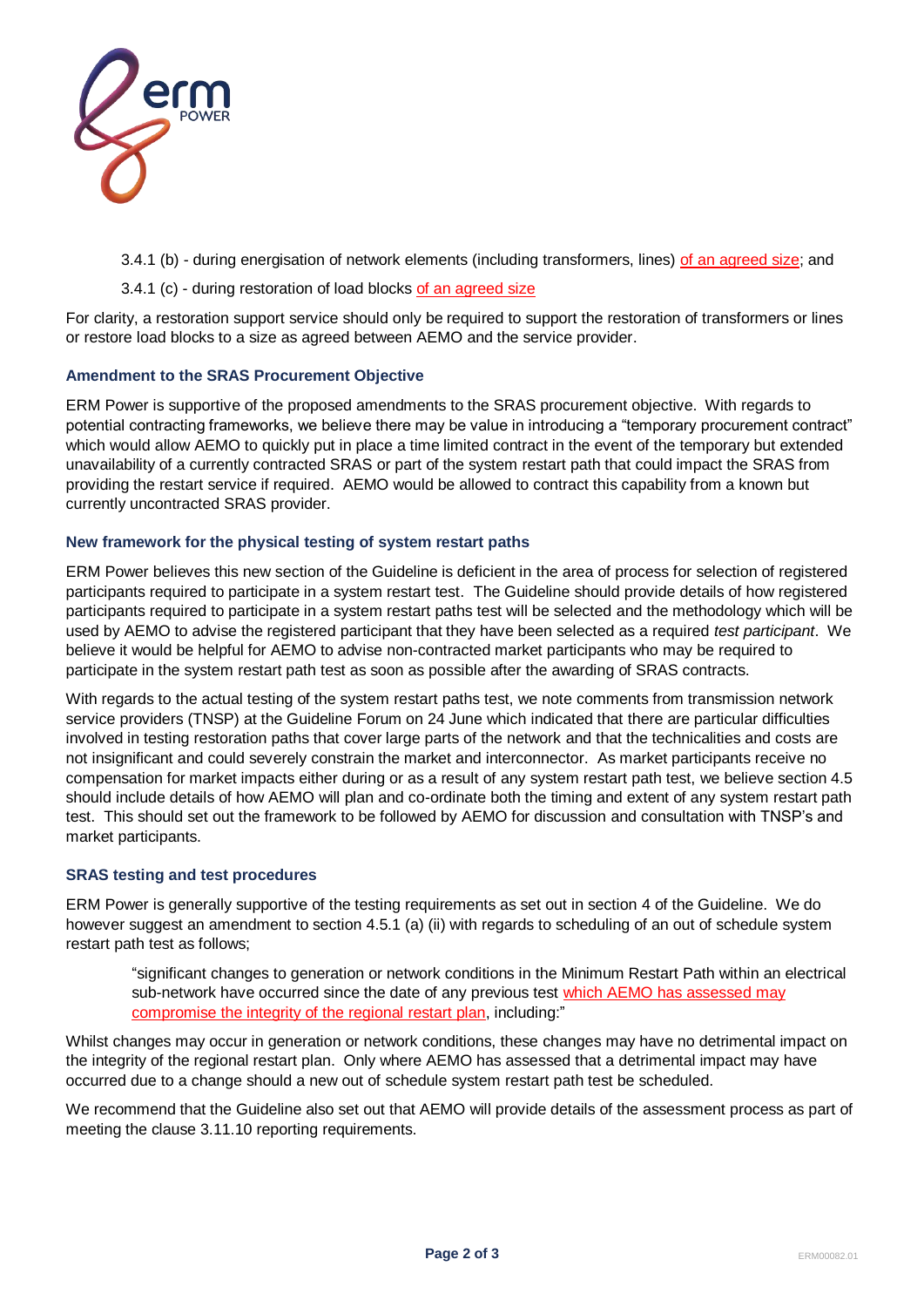3.4.1 (b) - during energisation of network elements (including transformers, lines) of an agreed size; and

3.4.1 (c) - during restoration of load blocks of an agreed size

For clarity, a restoration support service should only be required to support the restoration of transformers or lines or restore load blocks to a size as agreed between AEMO and the service provider.

### Amendment to the SRAS Procurement Objective

ERM Power is supportive of the proposed amendments to the SRAS procurement objective. With regards to potential contracting frameworks, we believe there may be value in introducing a "temporary procurement contract" which would allow AEMO to quickly put in place a time limited contract in the event of the temporary but extended unavailability of a currently contracted SRAS or part of the system restart path that could impact the SRAS from providing the restart service if required. AEMO would be allowed to contract this capability from a known but currently uncontracted SRAS provider.

### New framework for the physical testing of system restart paths

ERM Power believes this new section of the Guideline is deficient in the area of process for selection of registered participants required to participate in a system restart test. The Guideline should provide details of how registered participants required to participate in a system restart paths test will be selected and the methodology which will be used by AEMO to advise the registered participant that they have been selected as a required *test participant*. We believe it would be helpful for AEMO to advise non-contracted market participants who may be required to participate in the system restart path test as soon as possible after the awarding of SRAS contracts.

With regards to the actual testing of the system restart paths test, we note comments from transmission network service providers (TNSP) at the Guideline Forum on 24 June which indicated that there are particular difficulties involved in testing restoration paths that cover large parts of the network and that the technicalities and costs are not insignificant and could severely constrain the market and interconnector. As market participants receive no compensation for market impacts either during or as a result of any system restart path test, we believe section 4.5 should include details of how AEMO will plan and co-ordinate both the timing and extent of any system restart path test. This should set out the framework to be followed by AEMO for discussion and consultation with TNSP's and market participants.

### SRAS testing and test procedures

ERM Power is generally supportive of the testing requirements as set out in section 4 of the Guideline. We do however suggest an amendment to section 4.5.1 (a) (ii) with regards to scheduling of an out of schedule system restart path test as follows;

> "significant changes to generation or network conditions in the Minimum Restart Path within an electrical sub-network have occurred since the date of any previous test which AEMO has assessed may compromise the integrity of the regional restart plan, including:"

Whilst changes may occur in generation or network conditions, these changes may have no detrimental impact on the integrity of the regional restart plan. Only where AEMO has assessed that a detrimental impact may have occurred due to a change should a new out of schedule system restart path test be scheduled.

We recommend that the Guideline also set out that AEMO will provide details of the assessment process as part of meeting the clause 3.11.10 reporting requirements.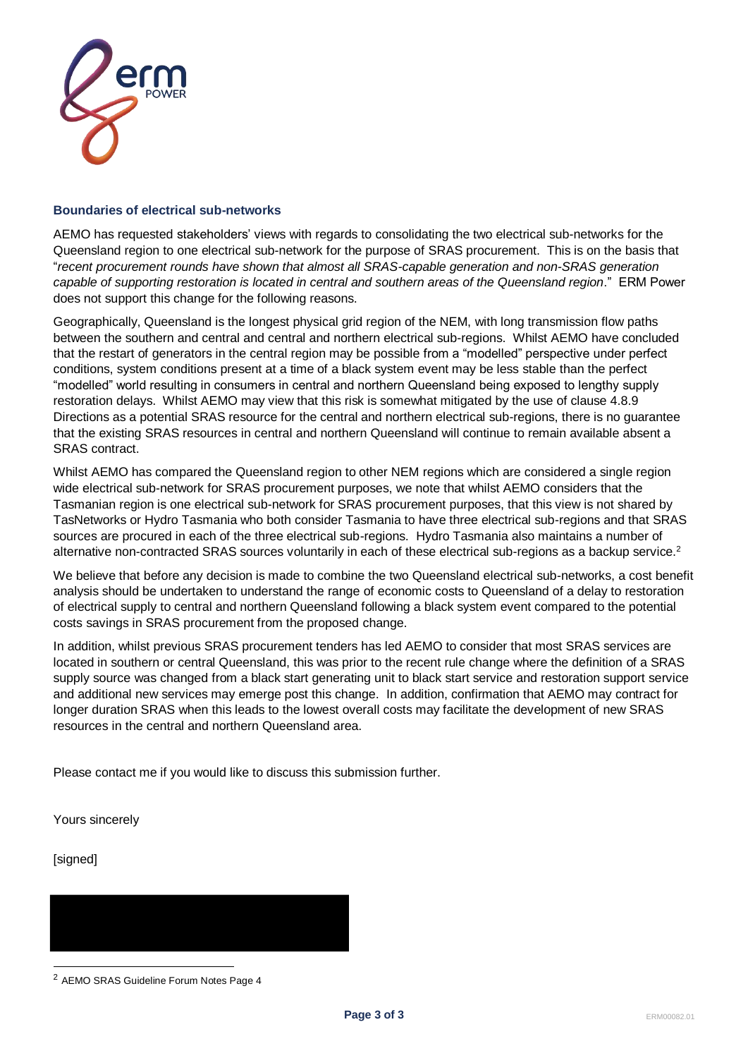### Boundaries of electrical sub-networks

AEMO has requested stakeholders' views with regards to consolidating the two electrical sub-networks for the Queensland region to one electrical sub-network for the purpose of SRAS procurement. This is on the basis that "*recent procurement rounds have shown that almost all SRAS-capable generation and non-SRAS generation capable of supporting restoration is located in central and southern areas of the Queensland region*." ERM Power does not support this change for the following reasons.

Geographically, Queensland is the longest physical grid region of the NEM, with long transmission flow paths between the southern and central and central and northern electrical sub-regions. Whilst AEMO have concluded that the restart of generators in the central region may be possible from a "modelled" perspective under perfect conditions, system conditions present at a time of a black system event may be less stable than the perfect "modelled" world resulting in consumers in central and northern Queensland being exposed to lengthy supply restoration delays. Whilst AEMO may view that this risk is somewhat mitigated by the use of clause 4.8.9 Directions as a potential SRAS resource for the central and northern electrical sub-regions, there is no guarantee that the existing SRAS resources in central and northern Queensland will continue to remain available absent a SRAS contract.

Whilst AEMO has compared the Queensland region to other NEM regions which are considered a single region wide electrical sub-network for SRAS procurement purposes, we note that whilst AEMO considers that the Tasmanian region is one electrical sub-network for SRAS procurement purposes, that this view is not shared by TasNetworks or Hydro Tasmania who both consider Tasmania to have three electrical sub-regions and that SRAS sources are procured in each of the three electrical sub-regions. Hydro Tasmania also maintains a number of alternative non-contracted SRAS sources voluntarily in each of these electrical sub-regions as a backup service.[2]

We believe that before any decision is made to combine the two Queensland electrical sub-networks, a cost benefit analysis should be undertaken to understand the range of economic costs to Queensland of a delay to restoration of electrical supply to central and northern Queensland following a black system event compared to the potential costs savings in SRAS procurement from the proposed change.

In addition, whilst previous SRAS procurement tenders has led AEMO to consider that most SRAS services are located in southern or central Queensland, this was prior to the recent rule change where the definition of a SRAS supply source was changed from a black start generating unit to black start service and restoration support service and additional new services may emerge post this change. In addition, confirmation that AEMO may contract for longer duration SRAS when this leads to the lowest overall costs may facilitate the development of new SRAS resources in the central and northern Queensland area.

Please contact me if you would like to discuss this submission further.

Yours sincerely

[signed]

[2] AEMO SRAS Guideline Forum Notes Page 4